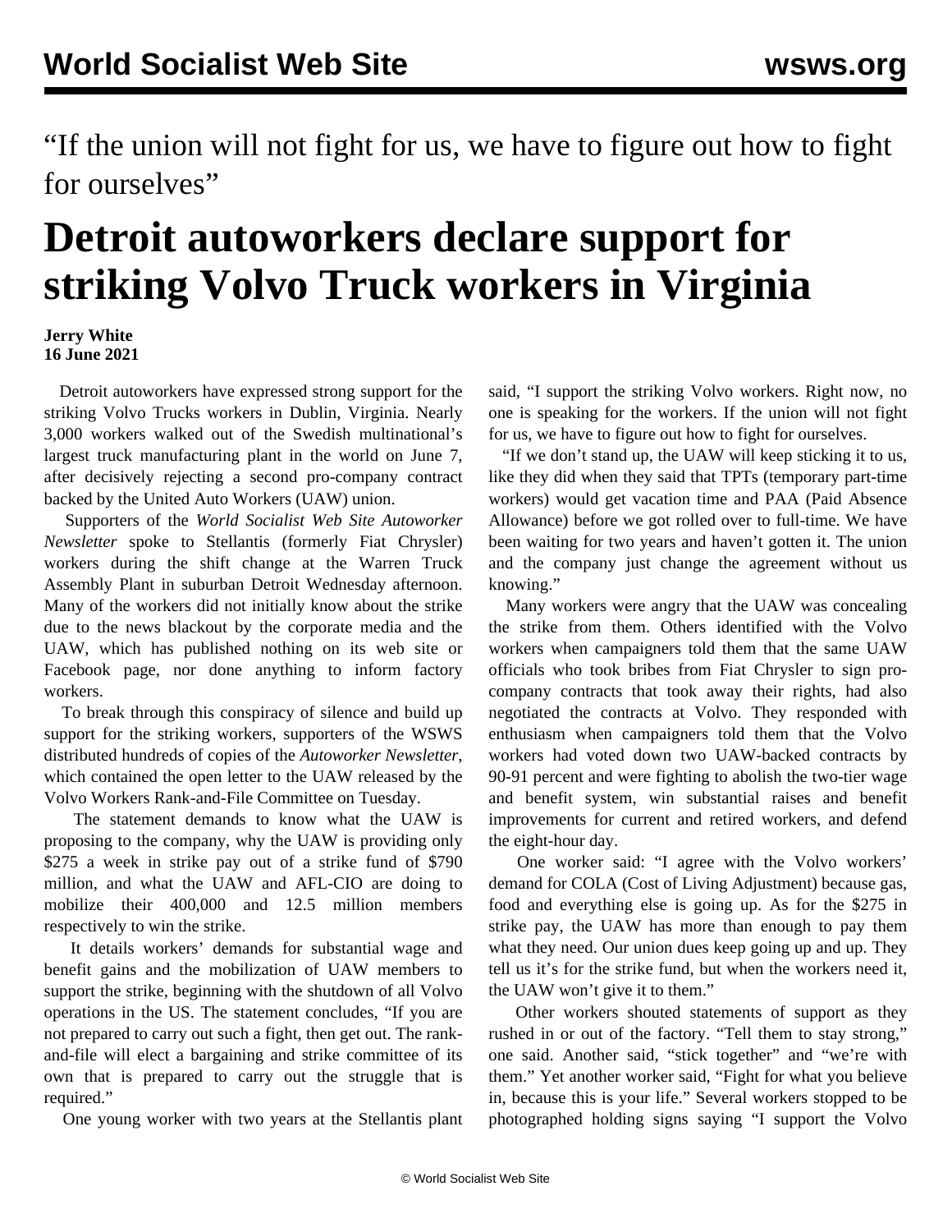"If the union will not fight for us, we have to figure out how to fight for ourselves"

# Detroit autoworkers declare support for striking Volvo Truck workers in Virginia

**Jerry White**
**16 June 2021**

Detroit autoworkers have expressed strong support for the striking Volvo Trucks workers in Dublin, Virginia. Nearly 3,000 workers walked out of the Swedish multinational's largest truck manufacturing plant in the world on June 7, after decisively rejecting a second pro-company contract backed by the United Auto Workers (UAW) union.

Supporters of the *World Socialist Web Site Autoworker Newsletter* spoke to Stellantis (formerly Fiat Chrysler) workers during the shift change at the Warren Truck Assembly Plant in suburban Detroit Wednesday afternoon. Many of the workers did not initially know about the strike due to the news blackout by the corporate media and the UAW, which has published nothing on its web site or Facebook page, nor done anything to inform factory workers.

To break through this conspiracy of silence and build up support for the striking workers, supporters of the WSWS distributed hundreds of copies of the *Autoworker Newsletter*, which contained the open letter to the UAW released by the Volvo Workers Rank-and-File Committee on Tuesday.

The statement demands to know what the UAW is proposing to the company, why the UAW is providing only $275 a week in strike pay out of a strike fund of $790 million, and what the UAW and AFL-CIO are doing to mobilize their 400,000 and 12.5 million members respectively to win the strike.

It details workers' demands for substantial wage and benefit gains and the mobilization of UAW members to support the strike, beginning with the shutdown of all Volvo operations in the US. The statement concludes, "If you are not prepared to carry out such a fight, then get out. The rank-and-file will elect a bargaining and strike committee of its own that is prepared to carry out the struggle that is required."

One young worker with two years at the Stellantis plant said, "I support the striking Volvo workers. Right now, no one is speaking for the workers. If the union will not fight for us, we have to figure out how to fight for ourselves.

"If we don't stand up, the UAW will keep sticking it to us, like they did when they said that TPTs (temporary part-time workers) would get vacation time and PAA (Paid Absence Allowance) before we got rolled over to full-time. We have been waiting for two years and haven't gotten it. The union and the company just change the agreement without us knowing."

Many workers were angry that the UAW was concealing the strike from them. Others identified with the Volvo workers when campaigners told them that the same UAW officials who took bribes from Fiat Chrysler to sign pro-company contracts that took away their rights, had also negotiated the contracts at Volvo. They responded with enthusiasm when campaigners told them that the Volvo workers had voted down two UAW-backed contracts by 90-91 percent and were fighting to abolish the two-tier wage and benefit system, win substantial raises and benefit improvements for current and retired workers, and defend the eight-hour day.

One worker said: "I agree with the Volvo workers' demand for COLA (Cost of Living Adjustment) because gas, food and everything else is going up. As for the $275 in strike pay, the UAW has more than enough to pay them what they need. Our union dues keep going up and up. They tell us it's for the strike fund, but when the workers need it, the UAW won't give it to them."

Other workers shouted statements of support as they rushed in or out of the factory. "Tell them to stay strong," one said. Another said, "stick together" and "we're with them." Yet another worker said, "Fight for what you believe in, because this is your life." Several workers stopped to be photographed holding signs saying "I support the Volvo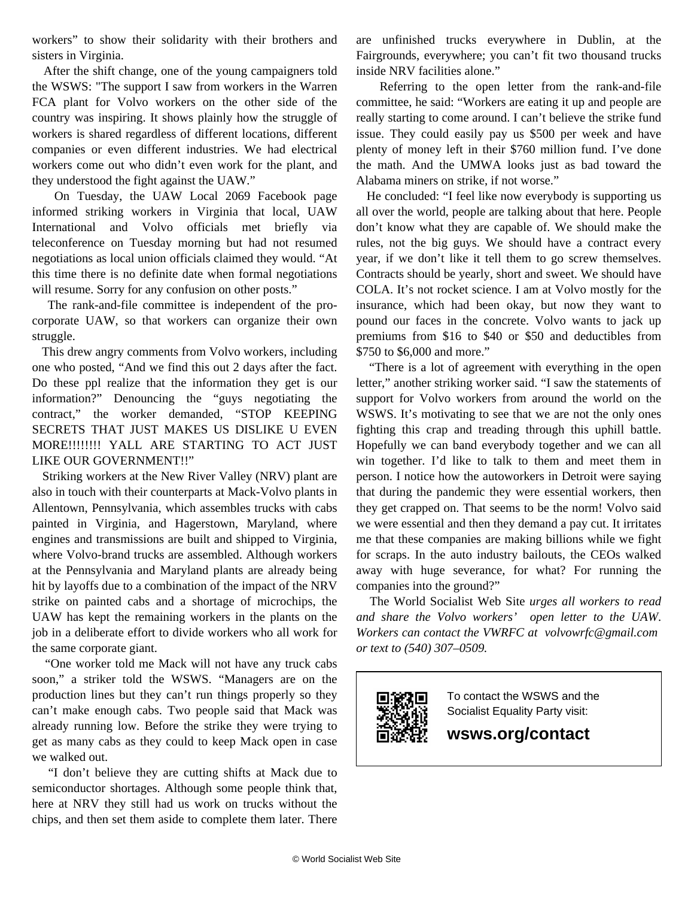workers" to show their solidarity with their brothers and sisters in Virginia.

After the shift change, one of the young campaigners told the WSWS: "The support I saw from workers in the Warren FCA plant for Volvo workers on the other side of the country was inspiring. It shows plainly how the struggle of workers is shared regardless of different locations, different companies or even different industries. We had electrical workers come out who didn't even work for the plant, and they understood the fight against the UAW."

On Tuesday, the UAW Local 2069 Facebook page informed striking workers in Virginia that local, UAW International and Volvo officials met briefly via teleconference on Tuesday morning but had not resumed negotiations as local union officials claimed they would. "At this time there is no definite date when formal negotiations will resume. Sorry for any confusion on other posts."

The rank-and-file committee is independent of the pro-corporate UAW, so that workers can organize their own struggle.

This drew angry comments from Volvo workers, including one who posted, "And we find this out 2 days after the fact. Do these ppl realize that the information they get is our information?" Denouncing the "guys negotiating the contract," the worker demanded, "STOP KEEPING SECRETS THAT JUST MAKES US DISLIKE U EVEN MORE!!!!!!!! YALL ARE STARTING TO ACT JUST LIKE OUR GOVERNMENT!!"

Striking workers at the New River Valley (NRV) plant are also in touch with their counterparts at Mack-Volvo plants in Allentown, Pennsylvania, which assembles trucks with cabs painted in Virginia, and Hagerstown, Maryland, where engines and transmissions are built and shipped to Virginia, where Volvo-brand trucks are assembled. Although workers at the Pennsylvania and Maryland plants are already being hit by layoffs due to a combination of the impact of the NRV strike on painted cabs and a shortage of microchips, the UAW has kept the remaining workers in the plants on the job in a deliberate effort to divide workers who all work for the same corporate giant.

"One worker told me Mack will not have any truck cabs soon," a striker told the WSWS. "Managers are on the production lines but they can't run things properly so they can't make enough cabs. Two people said that Mack was already running low. Before the strike they were trying to get as many cabs as they could to keep Mack open in case we walked out.

"I don't believe they are cutting shifts at Mack due to semiconductor shortages. Although some people think that, here at NRV they still had us work on trucks without the chips, and then set them aside to complete them later. There are unfinished trucks everywhere in Dublin, at the Fairgrounds, everywhere; you can't fit two thousand trucks inside NRV facilities alone."

Referring to the open letter from the rank-and-file committee, he said: "Workers are eating it up and people are really starting to come around. I can't believe the strike fund issue. They could easily pay us $500 per week and have plenty of money left in their $760 million fund. I've done the math. And the UMWA looks just as bad toward the Alabama miners on strike, if not worse."

He concluded: "I feel like now everybody is supporting us all over the world, people are talking about that here. People don't know what they are capable of. We should make the rules, not the big guys. We should have a contract every year, if we don't like it tell them to go screw themselves. Contracts should be yearly, short and sweet. We should have COLA. It's not rocket science. I am at Volvo mostly for the insurance, which had been okay, but now they want to pound our faces in the concrete. Volvo wants to jack up premiums from $16 to $40 or $50 and deductibles from $750 to $6,000 and more."

"There is a lot of agreement with everything in the open letter," another striking worker said. "I saw the statements of support for Volvo workers from around the world on the WSWS. It's motivating to see that we are not the only ones fighting this crap and treading through this uphill battle. Hopefully we can band everybody together and we can all win together. I'd like to talk to them and meet them in person. I notice how the autoworkers in Detroit were saying that during the pandemic they were essential workers, then they get crapped on. That seems to be the norm! Volvo said we were essential and then they demand a pay cut. It irritates me that these companies are making billions while we fight for scraps. In the auto industry bailouts, the CEOs walked away with huge severance, for what? For running the companies into the ground?"

The World Socialist Web Site *urges all workers to read and share the Volvo workers' open letter to the UAW. Workers can contact the VWRFC at volvowrfc@gmail.com or text to (540) 307–0509.*

To contact the WSWS and the Socialist Equality Party visit:

**wsws.org/contact**